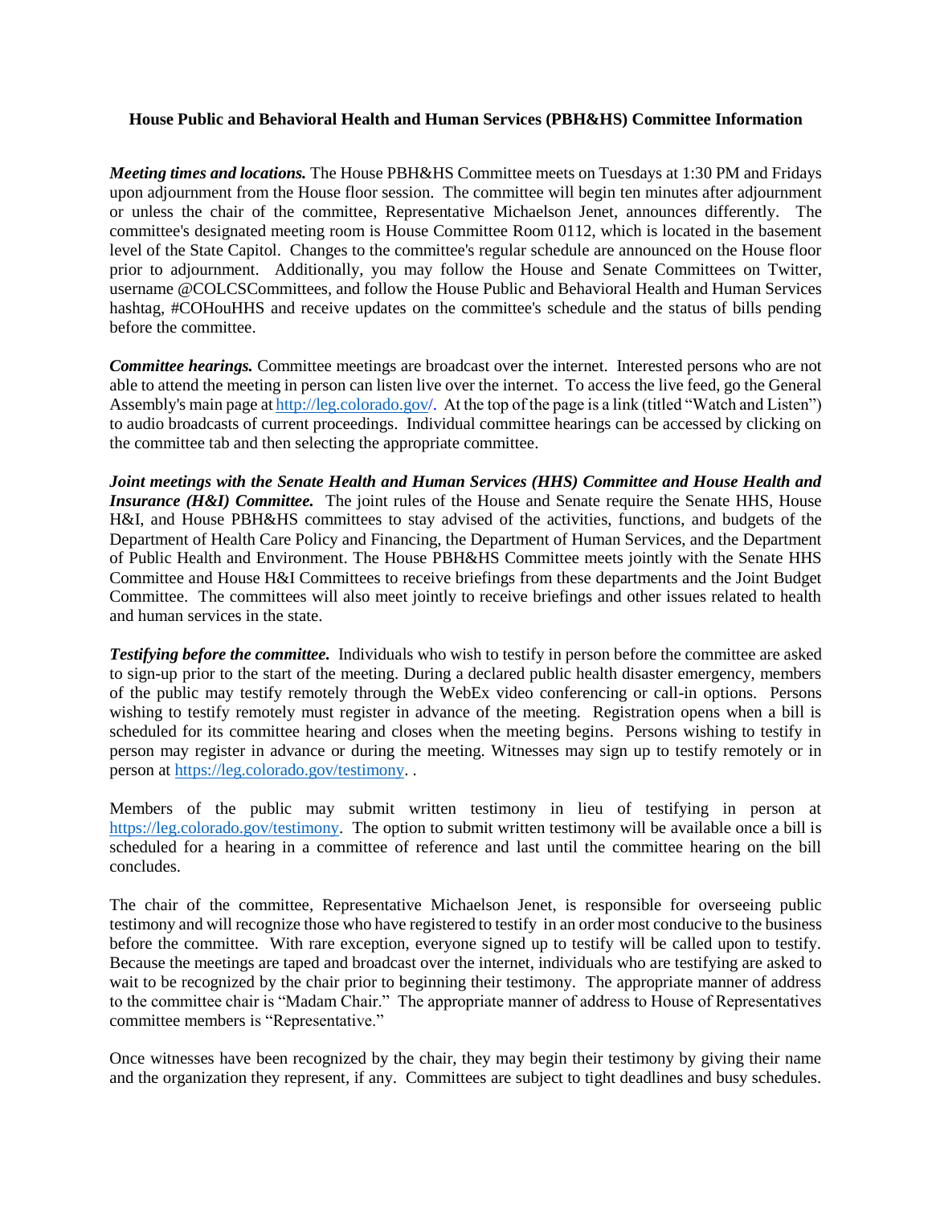**House Public and Behavioral Health and Human Services (PBH&HS) Committee Information**

***Meeting times and locations.*** The House PBH&HS Committee meets on Tuesdays at 1:30 PM and Fridays upon adjournment from the House floor session. The committee will begin ten minutes after adjournment or unless the chair of the committee, Representative Michaelson Jenet, announces differently. The committee's designated meeting room is House Committee Room 0112, which is located in the basement level of the State Capitol. Changes to the committee's regular schedule are announced on the House floor prior to adjournment. Additionally, you may follow the House and Senate Committees on Twitter, username @COLCSCommittees, and follow the House Public and Behavioral Health and Human Services hashtag, #COHouHHS and receive updates on the committee's schedule and the status of bills pending before the committee.

***Committee hearings.*** Committee meetings are broadcast over the internet. Interested persons who are not able to attend the meeting in person can listen live over the internet. To access the live feed, go the General Assembly's main page at http://leg.colorado.gov/. At the top of the page is a link (titled "Watch and Listen") to audio broadcasts of current proceedings. Individual committee hearings can be accessed by clicking on the committee tab and then selecting the appropriate committee.

***Joint meetings with the Senate Health and Human Services (HHS) Committee and House Health and Insurance (H&I) Committee.*** The joint rules of the House and Senate require the Senate HHS, House H&I, and House PBH&HS committees to stay advised of the activities, functions, and budgets of the Department of Health Care Policy and Financing, the Department of Human Services, and the Department of Public Health and Environment. The House PBH&HS Committee meets jointly with the Senate HHS Committee and House H&I Committees to receive briefings from these departments and the Joint Budget Committee. The committees will also meet jointly to receive briefings and other issues related to health and human services in the state.

***Testifying before the committee.*** Individuals who wish to testify in person before the committee are asked to sign-up prior to the start of the meeting. During a declared public health disaster emergency, members of the public may testify remotely through the WebEx video conferencing or call-in options. Persons wishing to testify remotely must register in advance of the meeting. Registration opens when a bill is scheduled for its committee hearing and closes when the meeting begins. Persons wishing to testify in person may register in advance or during the meeting. Witnesses may sign up to testify remotely or in person at https://leg.colorado.gov/testimony. .

Members of the public may submit written testimony in lieu of testifying in person at https://leg.colorado.gov/testimony. The option to submit written testimony will be available once a bill is scheduled for a hearing in a committee of reference and last until the committee hearing on the bill concludes.

The chair of the committee, Representative Michaelson Jenet, is responsible for overseeing public testimony and will recognize those who have registered to testify in an order most conducive to the business before the committee. With rare exception, everyone signed up to testify will be called upon to testify. Because the meetings are taped and broadcast over the internet, individuals who are testifying are asked to wait to be recognized by the chair prior to beginning their testimony. The appropriate manner of address to the committee chair is "Madam Chair." The appropriate manner of address to House of Representatives committee members is "Representative."

Once witnesses have been recognized by the chair, they may begin their testimony by giving their name and the organization they represent, if any. Committees are subject to tight deadlines and busy schedules.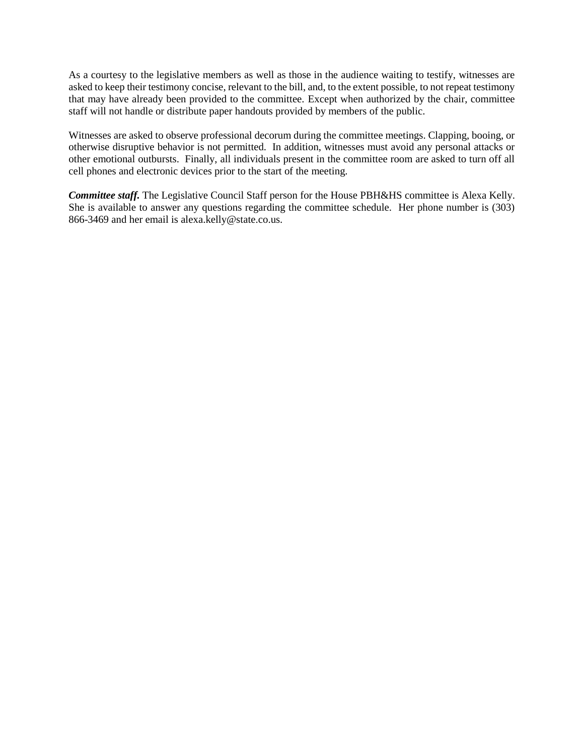As a courtesy to the legislative members as well as those in the audience waiting to testify, witnesses are asked to keep their testimony concise, relevant to the bill, and, to the extent possible, to not repeat testimony that may have already been provided to the committee. Except when authorized by the chair, committee staff will not handle or distribute paper handouts provided by members of the public.

Witnesses are asked to observe professional decorum during the committee meetings. Clapping, booing, or otherwise disruptive behavior is not permitted. In addition, witnesses must avoid any personal attacks or other emotional outbursts. Finally, all individuals present in the committee room are asked to turn off all cell phones and electronic devices prior to the start of the meeting.

***Committee staff.*** The Legislative Council Staff person for the House PBH&HS committee is Alexa Kelly. She is available to answer any questions regarding the committee schedule. Her phone number is (303) 866-3469 and her email is alexa.kelly@state.co.us.